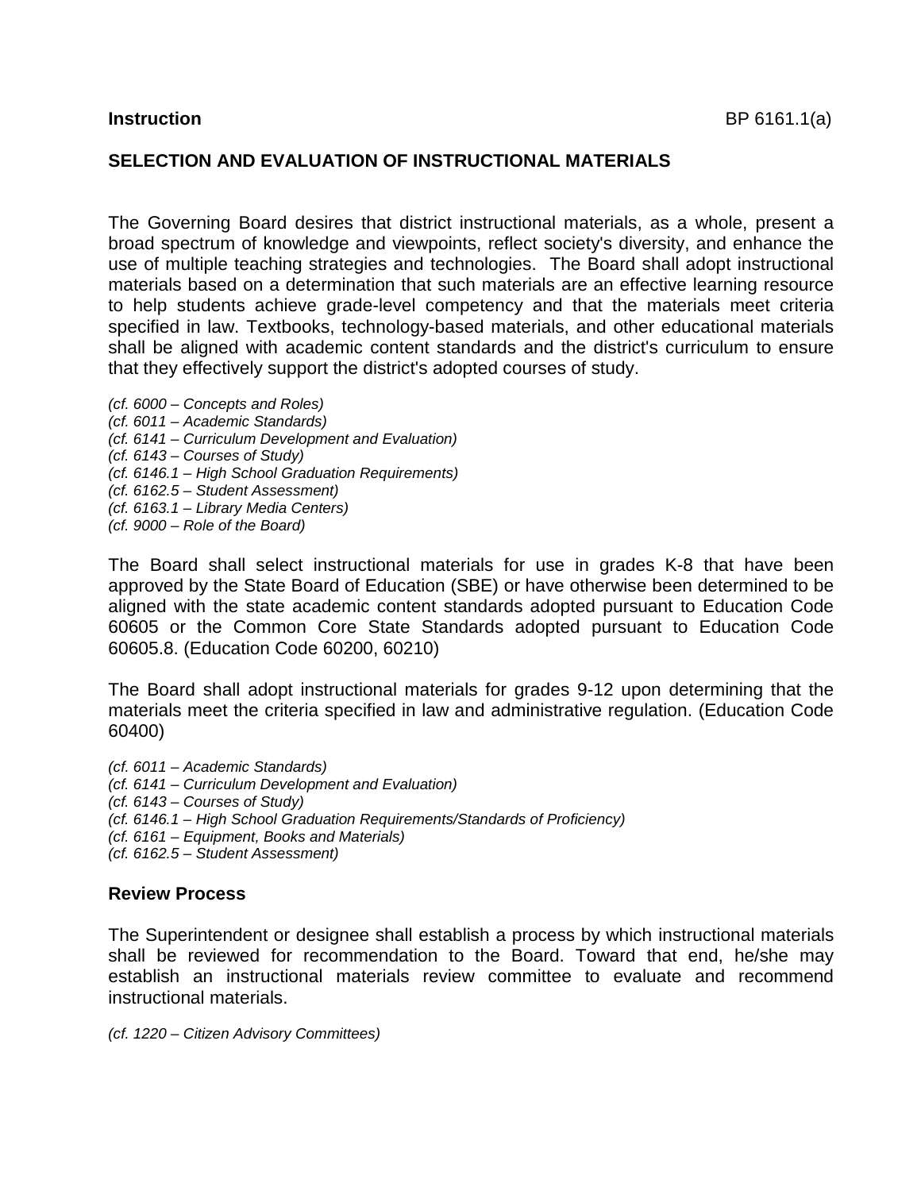**Instruction** BP 6161.1(a)

## SELECTION AND EVALUATION OF INSTRUCTIONAL MATERIALS

The Governing Board desires that district instructional materials, as a whole, present a broad spectrum of knowledge and viewpoints, reflect society's diversity, and enhance the use of multiple teaching strategies and technologies. The Board shall adopt instructional materials based on a determination that such materials are an effective learning resource to help students achieve grade-level competency and that the materials meet criteria specified in law. Textbooks, technology-based materials, and other educational materials shall be aligned with academic content standards and the district's curriculum to ensure that they effectively support the district's adopted courses of study.

*(cf. 6000 – Concepts and Roles)*
*(cf. 6011 – Academic Standards)*
*(cf. 6141 – Curriculum Development and Evaluation)*
*(cf. 6143 – Courses of Study)*
*(cf. 6146.1 – High School Graduation Requirements)*
*(cf. 6162.5 – Student Assessment)*
*(cf. 6163.1 – Library Media Centers)*
*(cf. 9000 – Role of the Board)*

The Board shall select instructional materials for use in grades K-8 that have been approved by the State Board of Education (SBE) or have otherwise been determined to be aligned with the state academic content standards adopted pursuant to Education Code 60605 or the Common Core State Standards adopted pursuant to Education Code 60605.8. (Education Code 60200, 60210)

The Board shall adopt instructional materials for grades 9-12 upon determining that the materials meet the criteria specified in law and administrative regulation. (Education Code 60400)

*(cf. 6011 – Academic Standards)*
*(cf. 6141 – Curriculum Development and Evaluation)*
*(cf. 6143 – Courses of Study)*
*(cf. 6146.1 – High School Graduation Requirements/Standards of Proficiency)*
*(cf. 6161 – Equipment, Books and Materials)*
*(cf. 6162.5 – Student Assessment)*

### Review Process

The Superintendent or designee shall establish a process by which instructional materials shall be reviewed for recommendation to the Board. Toward that end, he/she may establish an instructional materials review committee to evaluate and recommend instructional materials.

*(cf. 1220 – Citizen Advisory Committees)*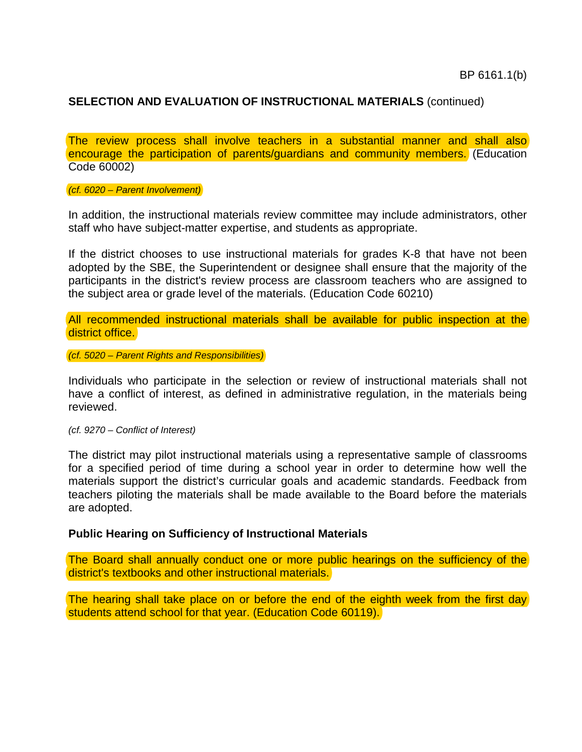**SELECTION AND EVALUATION OF INSTRUCTIONAL MATERIALS** (continued)

The review process shall involve teachers in a substantial manner and shall also encourage the participation of parents/guardians and community members. (Education Code 60002)

*(cf. 6020 – Parent Involvement)*

In addition, the instructional materials review committee may include administrators, other staff who have subject-matter expertise, and students as appropriate.

If the district chooses to use instructional materials for grades K-8 that have not been adopted by the SBE, the Superintendent or designee shall ensure that the majority of the participants in the district's review process are classroom teachers who are assigned to the subject area or grade level of the materials. (Education Code 60210)

All recommended instructional materials shall be available for public inspection at the district office.

*(cf. 5020 – Parent Rights and Responsibilities)*

Individuals who participate in the selection or review of instructional materials shall not have a conflict of interest, as defined in administrative regulation, in the materials being reviewed.

*(cf. 9270 – Conflict of Interest)*

The district may pilot instructional materials using a representative sample of classrooms for a specified period of time during a school year in order to determine how well the materials support the district's curricular goals and academic standards. Feedback from teachers piloting the materials shall be made available to the Board before the materials are adopted.

**Public Hearing on Sufficiency of Instructional Materials**

The Board shall annually conduct one or more public hearings on the sufficiency of the district's textbooks and other instructional materials.

The hearing shall take place on or before the end of the eighth week from the first day students attend school for that year. (Education Code 60119).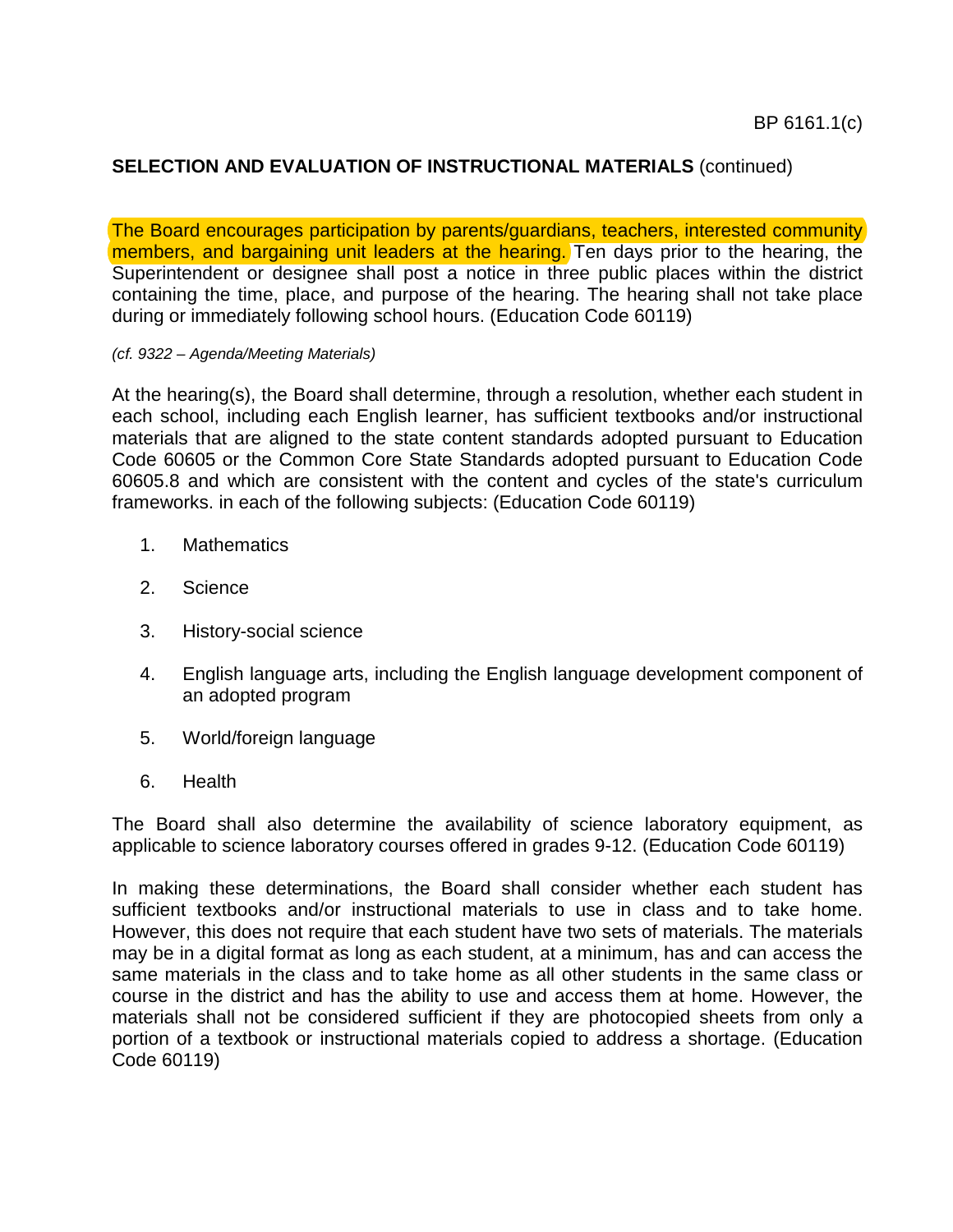**SELECTION AND EVALUATION OF INSTRUCTIONAL MATERIALS** (continued)

The Board encourages participation by parents/guardians, teachers, interested community members, and bargaining unit leaders at the hearing. Ten days prior to the hearing, the Superintendent or designee shall post a notice in three public places within the district containing the time, place, and purpose of the hearing. The hearing shall not take place during or immediately following school hours. (Education Code 60119)

*(cf. 9322 – Agenda/Meeting Materials)*

At the hearing(s), the Board shall determine, through a resolution, whether each student in each school, including each English learner, has sufficient textbooks and/or instructional materials that are aligned to the state content standards adopted pursuant to Education Code 60605 or the Common Core State Standards adopted pursuant to Education Code 60605.8 and which are consistent with the content and cycles of the state's curriculum frameworks. in each of the following subjects: (Education Code 60119)

1. Mathematics
2. Science
3. History-social science
4. English language arts, including the English language development component of an adopted program
5. World/foreign language
6. Health

The Board shall also determine the availability of science laboratory equipment, as applicable to science laboratory courses offered in grades 9-12. (Education Code 60119)

In making these determinations, the Board shall consider whether each student has sufficient textbooks and/or instructional materials to use in class and to take home. However, this does not require that each student have two sets of materials. The materials may be in a digital format as long as each student, at a minimum, has and can access the same materials in the class and to take home as all other students in the same class or course in the district and has the ability to use and access them at home. However, the materials shall not be considered sufficient if they are photocopied sheets from only a portion of a textbook or instructional materials copied to address a shortage. (Education Code 60119)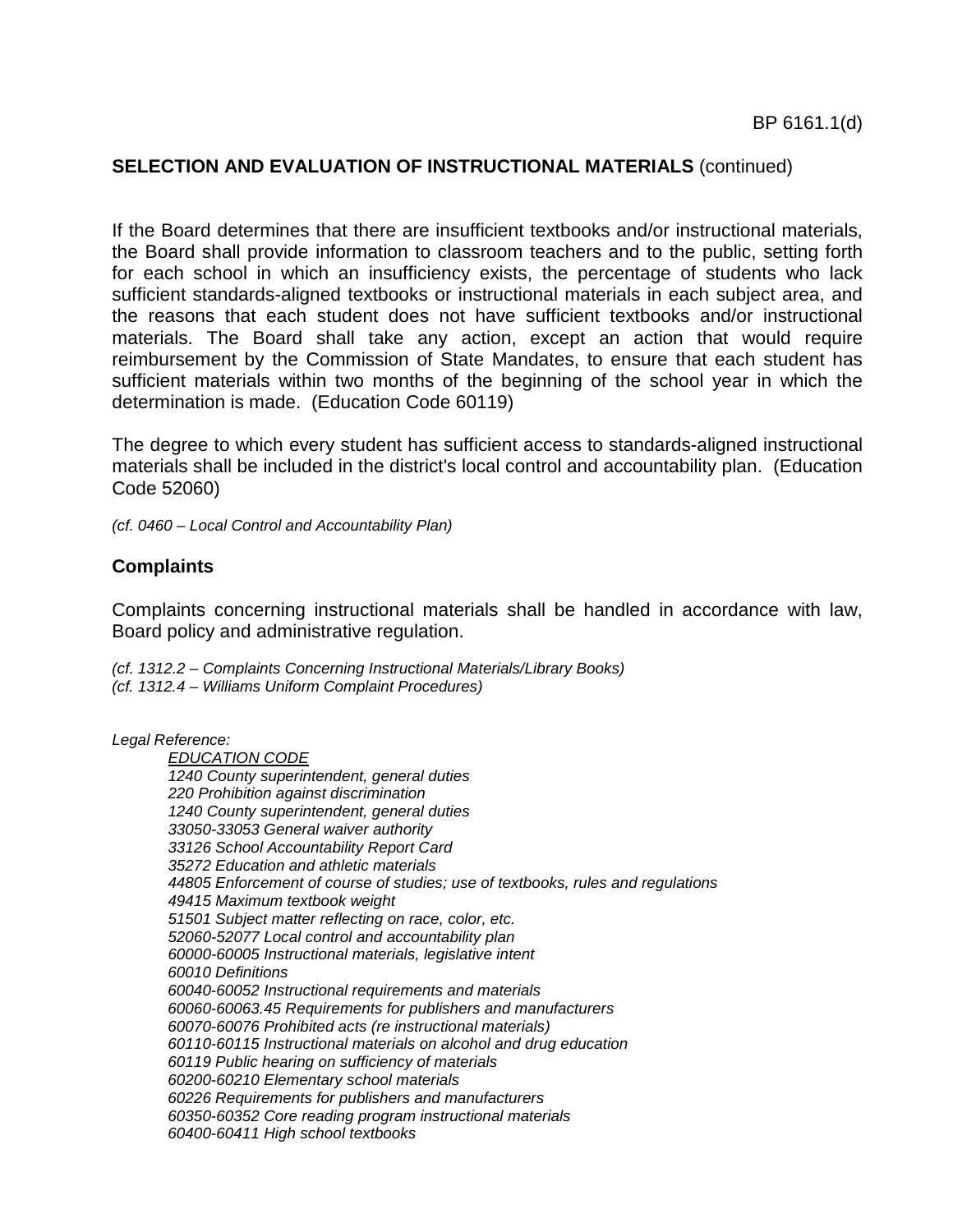**SELECTION AND EVALUATION OF INSTRUCTIONAL MATERIALS** (continued)

If the Board determines that there are insufficient textbooks and/or instructional materials, the Board shall provide information to classroom teachers and to the public, setting forth for each school in which an insufficiency exists, the percentage of students who lack sufficient standards-aligned textbooks or instructional materials in each subject area, and the reasons that each student does not have sufficient textbooks and/or instructional materials. The Board shall take any action, except an action that would require reimbursement by the Commission of State Mandates, to ensure that each student has sufficient materials within two months of the beginning of the school year in which the determination is made. (Education Code 60119)

The degree to which every student has sufficient access to standards-aligned instructional materials shall be included in the district's local control and accountability plan. (Education Code 52060)

*(cf. 0460 – Local Control and Accountability Plan)*

## Complaints

Complaints concerning instructional materials shall be handled in accordance with law, Board policy and administrative regulation.

*(cf. 1312.2 – Complaints Concerning Instructional Materials/Library Books)*
*(cf. 1312.4 – Williams Uniform Complaint Procedures)*

*Legal Reference:*

*EDUCATION CODE*
*1240 County superintendent, general duties*
*220 Prohibition against discrimination*
*1240 County superintendent, general duties*
*33050-33053 General waiver authority*
*33126 School Accountability Report Card*
*35272 Education and athletic materials*
*44805 Enforcement of course of studies; use of textbooks, rules and regulations*
*49415 Maximum textbook weight*
*51501 Subject matter reflecting on race, color, etc.*
*52060-52077 Local control and accountability plan*
*60000-60005 Instructional materials, legislative intent*
*60010 Definitions*
*60040-60052 Instructional requirements and materials*
*60060-60063.45 Requirements for publishers and manufacturers*
*60070-60076 Prohibited acts (re instructional materials)*
*60110-60115 Instructional materials on alcohol and drug education*
*60119 Public hearing on sufficiency of materials*
*60200-60210 Elementary school materials*
*60226 Requirements for publishers and manufacturers*
*60350-60352 Core reading program instructional materials*
*60400-60411 High school textbooks*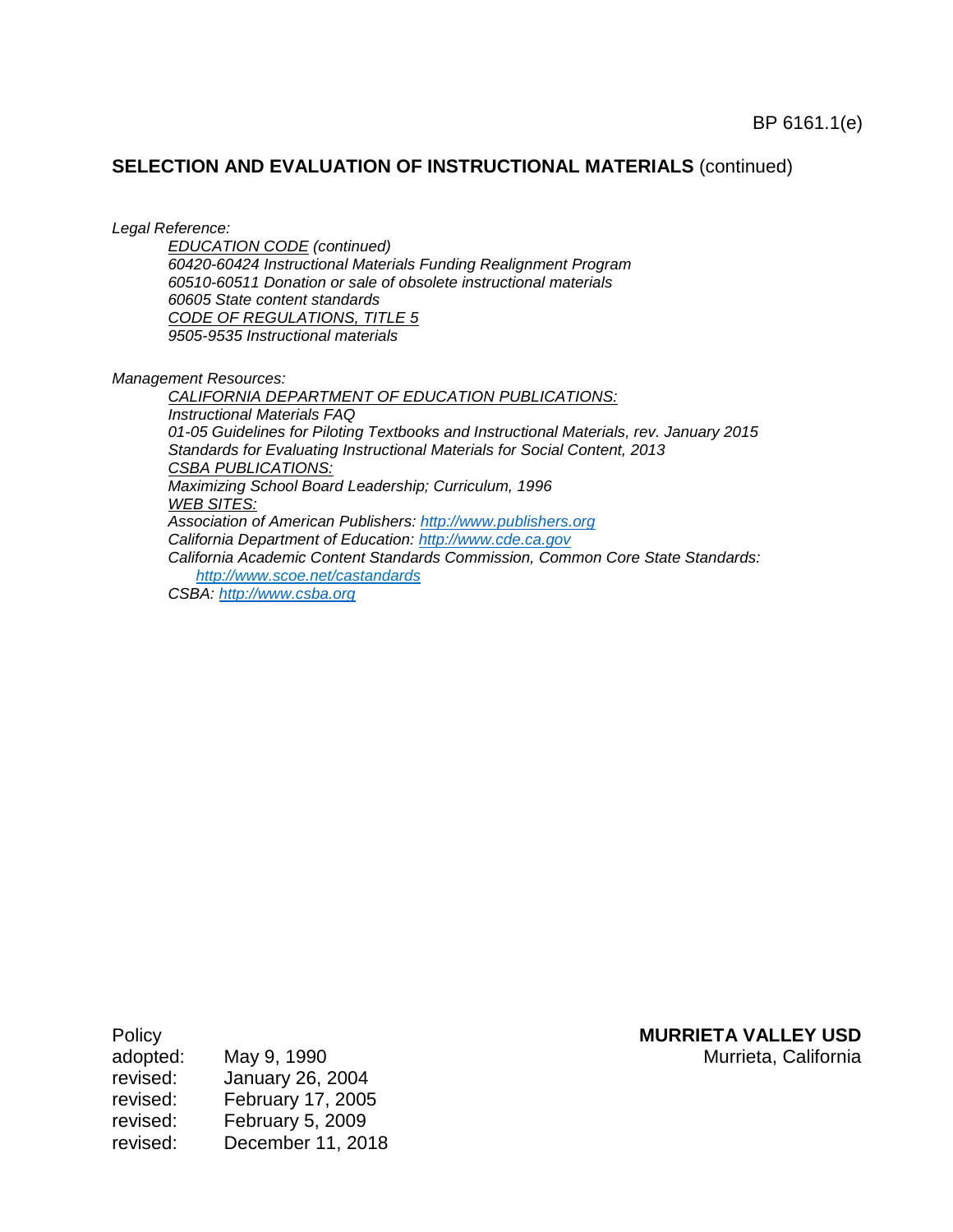**SELECTION AND EVALUATION OF INSTRUCTIONAL MATERIALS** (continued)

*Legal Reference:*

*EDUCATION CODE (continued)*
*60420-60424 Instructional Materials Funding Realignment Program*
*60510-60511 Donation or sale of obsolete instructional materials*
*60605 State content standards*
*CODE OF REGULATIONS, TITLE 5*
*9505-9535 Instructional materials*

*Management Resources:*

*CALIFORNIA DEPARTMENT OF EDUCATION PUBLICATIONS:*
*Instructional Materials FAQ*
*01-05 Guidelines for Piloting Textbooks and Instructional Materials, rev. January 2015*
*Standards for Evaluating Instructional Materials for Social Content, 2013*
*CSBA PUBLICATIONS:*
*Maximizing School Board Leadership; Curriculum, 1996*
*WEB SITES:*
*Association of American Publishers: http://www.publishers.org*
*California Department of Education: http://www.cde.ca.gov*
*California Academic Content Standards Commission, Common Core State Standards: http://www.scoe.net/castandards*
*CSBA: http://www.csba.org*

| | |
|---|---|
| Policy adopted: | May 9, 1990 |
| revised: | January 26, 2004 |
| revised: | February 17, 2005 |
| revised: | February 5, 2009 |
| revised: | December 11, 2018 |

**MURRIETA VALLEY USD**
Murrieta, California